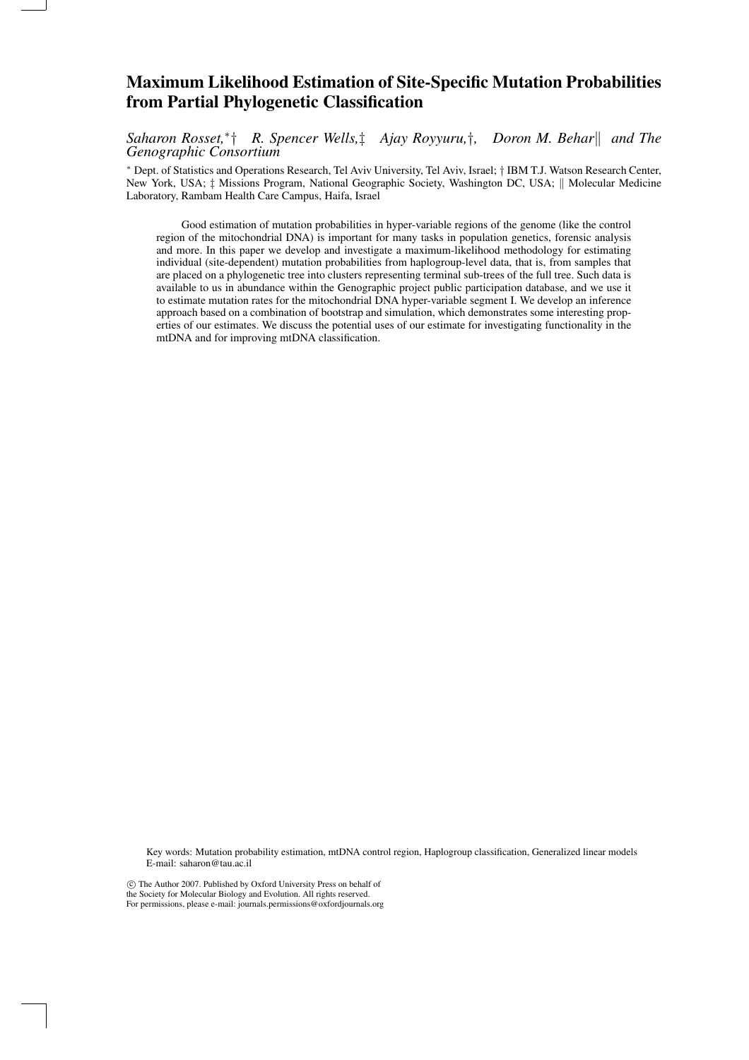# Maximum Likelihood Estimation of Site-Specific Mutation Probabilities from Partial Phylogenetic Classification

*Saharon Rosset,*[*]† *R. Spencer Wells,*‡ *Ajay Royyuru,*†, *Doron M. Behar*‖ *and The Genographic Consortium*

[*] Dept. of Statistics and Operations Research, Tel Aviv University, Tel Aviv, Israel; † IBM T.J. Watson Research Center, New York, USA; ‡ Missions Program, National Geographic Society, Washington DC, USA; ‖ Molecular Medicine Laboratory, Rambam Health Care Campus, Haifa, Israel

Good estimation of mutation probabilities in hyper-variable regions of the genome (like the control region of the mitochondrial DNA) is important for many tasks in population genetics, forensic analysis and more. In this paper we develop and investigate a maximum-likelihood methodology for estimating individual (site-dependent) mutation probabilities from haplogroup-level data, that is, from samples that are placed on a phylogenetic tree into clusters representing terminal sub-trees of the full tree. Such data is available to us in abundance within the Genographic project public participation database, and we use it to estimate mutation rates for the mitochondrial DNA hyper-variable segment I. We develop an inference approach based on a combination of bootstrap and simulation, which demonstrates some interesting properties of our estimates. We discuss the potential uses of our estimate for investigating functionality in the mtDNA and for improving mtDNA classification.

Key words: Mutation probability estimation, mtDNA control region, Haplogroup classification, Generalized linear models
E-mail: saharon@tau.ac.il

© The Author 2007. Published by Oxford University Press on behalf of the Society for Molecular Biology and Evolution. All rights reserved.
For permissions, please e-mail: journals.permissions@oxfordjournals.org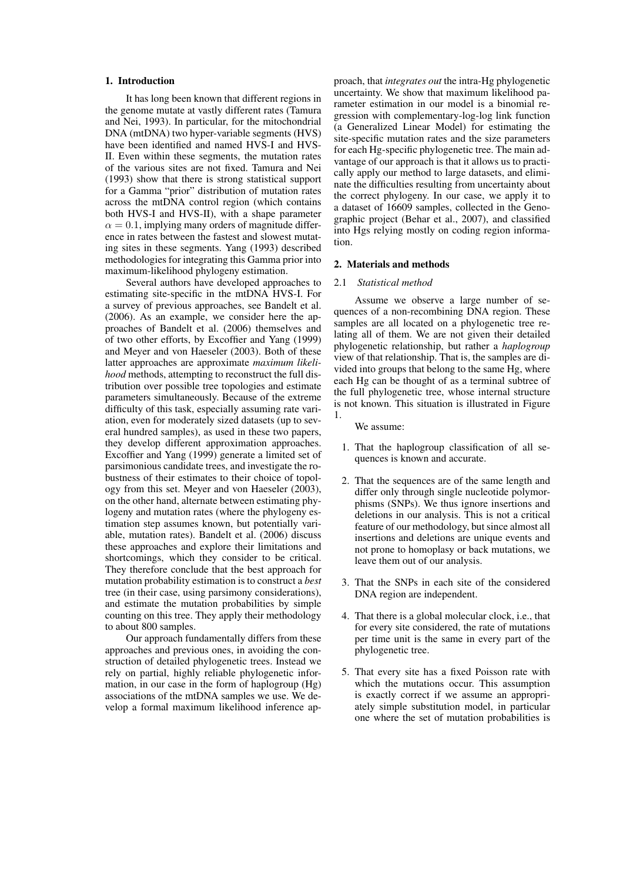## 1. Introduction

It has long been known that different regions in the genome mutate at vastly different rates (Tamura and Nei, 1993). In particular, for the mitochondrial DNA (mtDNA) two hyper-variable segments (HVS) have been identified and named HVS-I and HVS-II. Even within these segments, the mutation rates of the various sites are not fixed. Tamura and Nei (1993) show that there is strong statistical support for a Gamma "prior" distribution of mutation rates across the mtDNA control region (which contains both HVS-I and HVS-II), with a shape parameter $\alpha = 0.1$, implying many orders of magnitude difference in rates between the fastest and slowest mutating sites in these segments. Yang (1993) described methodologies for integrating this Gamma prior into maximum-likelihood phylogeny estimation.

Several authors have developed approaches to estimating site-specific in the mtDNA HVS-I. For a survey of previous approaches, see Bandelt et al. (2006). As an example, we consider here the approaches of Bandelt et al. (2006) themselves and of two other efforts, by Excoffier and Yang (1999) and Meyer and von Haeseler (2003). Both of these latter approaches are approximate *maximum likelihood* methods, attempting to reconstruct the full distribution over possible tree topologies and estimate parameters simultaneously. Because of the extreme difficulty of this task, especially assuming rate variation, even for moderately sized datasets (up to several hundred samples), as used in these two papers, they develop different approximation approaches. Excoffier and Yang (1999) generate a limited set of parsimonious candidate trees, and investigate the robustness of their estimates to their choice of topology from this set. Meyer and von Haeseler (2003), on the other hand, alternate between estimating phylogeny and mutation rates (where the phylogeny estimation step assumes known, but potentially variable, mutation rates). Bandelt et al. (2006) discuss these approaches and explore their limitations and shortcomings, which they consider to be critical. They therefore conclude that the best approach for mutation probability estimation is to construct a *best* tree (in their case, using parsimony considerations), and estimate the mutation probabilities by simple counting on this tree. They apply their methodology to about 800 samples.

Our approach fundamentally differs from these approaches and previous ones, in avoiding the construction of detailed phylogenetic trees. Instead we rely on partial, highly reliable phylogenetic information, in our case in the form of haplogroup (Hg) associations of the mtDNA samples we use. We develop a formal maximum likelihood inference approach, that *integrates out* the intra-Hg phylogenetic uncertainty. We show that maximum likelihood parameter estimation in our model is a binomial regression with complementary-log-log link function (a Generalized Linear Model) for estimating the site-specific mutation rates and the size parameters for each Hg-specific phylogenetic tree. The main advantage of our approach is that it allows us to practically apply our method to large datasets, and eliminate the difficulties resulting from uncertainty about the correct phylogeny. In our case, we apply it to a dataset of 16609 samples, collected in the Genographic project (Behar et al., 2007), and classified into Hgs relying mostly on coding region information.

## 2. Materials and methods

### 2.1 *Statistical method*

Assume we observe a large number of sequences of a non-recombining DNA region. These samples are all located on a phylogenetic tree relating all of them. We are not given their detailed phylogenetic relationship, but rather a *haplogroup* view of that relationship. That is, the samples are divided into groups that belong to the same Hg, where each Hg can be thought of as a terminal subtree of the full phylogenetic tree, whose internal structure is not known. This situation is illustrated in Figure 1.

We assume:

1. That the haplogroup classification of all sequences is known and accurate.
2. That the sequences are of the same length and differ only through single nucleotide polymorphisms (SNPs). We thus ignore insertions and deletions in our analysis. This is not a critical feature of our methodology, but since almost all insertions and deletions are unique events and not prone to homoplasy or back mutations, we leave them out of our analysis.
3. That the SNPs in each site of the considered DNA region are independent.
4. That there is a global molecular clock, i.e., that for every site considered, the rate of mutations per time unit is the same in every part of the phylogenetic tree.
5. That every site has a fixed Poisson rate with which the mutations occur. This assumption is exactly correct if we assume an appropriately simple substitution model, in particular one where the set of mutation probabilities is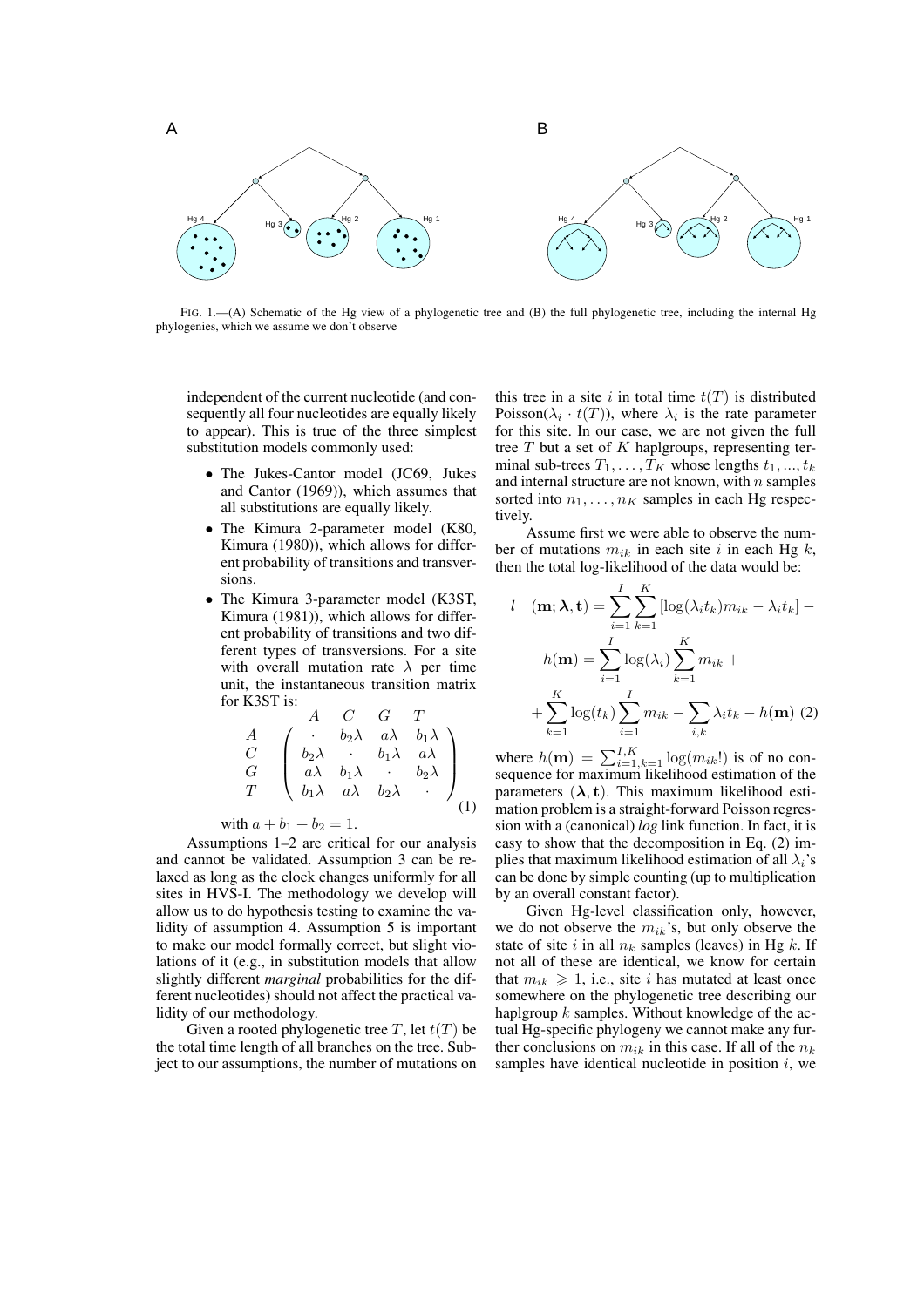FIG. 1.—(A) Schematic of the Hg view of a phylogenetic tree and (B) the full phylogenetic tree, including the internal Hg phylogenies, which we assume we don't observe

independent of the current nucleotide (and consequently all four nucleotides are equally likely to appear). This is true of the three simplest substitution models commonly used:

- The Jukes-Cantor model (JC69, Jukes and Cantor (1969)), which assumes that all substitutions are equally likely.
- The Kimura 2-parameter model (K80, Kimura (1980)), which allows for different probability of transitions and transversions.
- The Kimura 3-parameter model (K3ST, Kimura (1981)), which allows for different probability of transitions and two different types of transversions. For a site with overall mutation rate $\lambda$ per time unit, the instantaneous transition matrix for K3ST is:

$$\begin{array}{c} \\ A \\ C \\ G \\ T \end{array} \begin{array}{c} \begin{array}{cccc} A & C & G & T \end{array} \\ \left( \begin{array}{cccc} \cdot & b_2\lambda & a\lambda & b_1\lambda \\ b_2\lambda & \cdot & b_1\lambda & a\lambda \\ a\lambda & b_1\lambda & \cdot & b_2\lambda \\ b_1\lambda & a\lambda & b_2\lambda & \cdot \end{array} \right) \end{array} \quad (1)$$

with $a + b_1 + b_2 = 1$.

Assumptions 1–2 are critical for our analysis and cannot be validated. Assumption 3 can be relaxed as long as the clock changes uniformly for all sites in HVS-I. The methodology we develop will allow us to do hypothesis testing to examine the validity of assumption 4. Assumption 5 is important to make our model formally correct, but slight violations of it (e.g., in substitution models that allow slightly different *marginal* probabilities for the different nucleotides) should not affect the practical validity of our methodology.

Given a rooted phylogenetic tree $T$, let $t(T)$ be the total time length of all branches on the tree. Subject to our assumptions, the number of mutations on this tree in a site $i$ in total time $t(T)$ is distributed Poisson($\lambda_i \cdot t(T)$), where $\lambda_i$ is the rate parameter for this site. In our case, we are not given the full tree $T$ but a set of $K$ haplgroups, representing terminal sub-trees $T_1, \ldots, T_K$ whose lengths $t_1, ..., t_k$ and internal structure are not known, with $n$ samples sorted into $n_1, \ldots, n_K$ samples in each Hg respectively.

Assume first we were able to observe the number of mutations $m_{ik}$ in each site $i$ in each Hg $k$, then the total log-likelihood of the data would be:

$$\begin{aligned} l \quad (\mathbf{m}; \boldsymbol{\lambda}, \mathbf{t}) &= \sum_{i=1}^{I} \sum_{k=1}^{K} [\log(\lambda_i t_k) m_{ik} - \lambda_i t_k] - \\ -h(\mathbf{m}) &= \sum_{i=1}^{I} \log(\lambda_i) \sum_{k=1}^{K} m_{ik} + \\ &+ \sum_{k=1}^{K} \log(t_k) \sum_{i=1}^{I} m_{ik} - \sum_{i,k} \lambda_i t_k - h(\mathbf{m}) \quad (2) \end{aligned}$$

where $h(\mathbf{m}) = \sum_{i=1,k=1}^{I,K} \log(m_{ik}!)$ is of no consequence for maximum likelihood estimation of the parameters $(\boldsymbol{\lambda}, \mathbf{t})$. This maximum likelihood estimation problem is a straight-forward Poisson regression with a (canonical) *log* link function. In fact, it is easy to show that the decomposition in Eq. (2) implies that maximum likelihood estimation of all $\lambda_i$'s can be done by simple counting (up to multiplication by an overall constant factor).

Given Hg-level classification only, however, we do not observe the $m_{ik}$'s, but only observe the state of site $i$ in all $n_k$ samples (leaves) in Hg $k$. If not all of these are identical, we know for certain that $m_{ik} \geqslant 1$, i.e., site $i$ has mutated at least once somewhere on the phylogenetic tree describing our haplgroup $k$ samples. Without knowledge of the actual Hg-specific phylogeny we cannot make any further conclusions on $m_{ik}$ in this case. If all of the $n_k$ samples have identical nucleotide in position $i$, we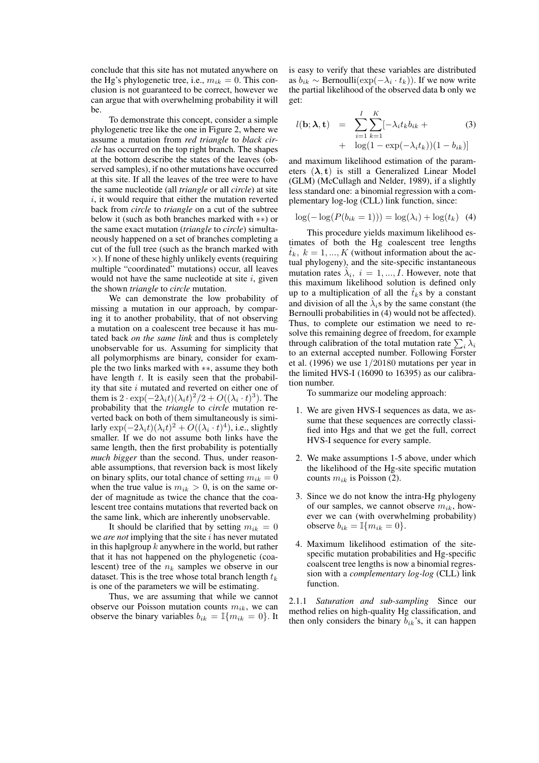conclude that this site has not mutated anywhere on the Hg's phylogenetic tree, i.e., $m_{ik} = 0$. This conclusion is not guaranteed to be correct, however we can argue that with overwhelming probability it will be.

To demonstrate this concept, consider a simple phylogenetic tree like the one in Figure 2, where we assume a mutation from *red triangle* to *black circle* has occurred on the top right branch. The shapes at the bottom describe the states of the leaves (observed samples), if no other mutations have occurred at this site. If all the leaves of the tree were to have the same nucleotide (all *triangle* or all *circle*) at site $i$, it would require that either the mutation reverted back from *circle* to *triangle* on a cut of the subtree below it (such as both branches marked with $**$) or the same exact mutation (*triangle* to *circle*) simultaneously happened on a set of branches completing a cut of the full tree (such as the branch marked with $\times$). If none of these highly unlikely events (requiring multiple "coordinated" mutations) occur, all leaves would not have the same nucleotide at site $i$, given the shown *triangle* to *circle* mutation.

We can demonstrate the low probability of missing a mutation in our approach, by comparing it to another probability, that of not observing a mutation on a coalescent tree because it has mutated back *on the same link* and thus is completely unobservable for us. Assuming for simplicity that all polymorphisms are binary, consider for example the two links marked with $**$, assume they both have length $t$. It is easily seen that the probability that site $i$ mutated and reverted on either one of them is $2 \cdot \exp(-2\lambda_i t)(\lambda_i t)^2/2 + O((\lambda_i \cdot t)^3)$. The probability that the *triangle* to *circle* mutation reverted back on both of them simultaneously is similarly $\exp(-2\lambda_i t)(\lambda_i t)^2 + O((\lambda_i \cdot t)^4)$, i.e., slightly smaller. If we do not assume both links have the same length, then the first probability is potentially *much bigger* than the second. Thus, under reasonable assumptions, that reversion back is most likely on binary splits, our total chance of setting $m_{ik} = 0$ when the true value is $m_{ik} > 0$, is on the same order of magnitude as twice the chance that the coalescent tree contains mutations that reverted back on the same link, which are inherently unobservable.

It should be clarified that by setting $m_{ik} = 0$ we *are not* implying that the site $i$ has never mutated in this haplgroup $k$ anywhere in the world, but rather that it has not happened on the phylogenetic (coalescent) tree of the $n_k$ samples we observe in our dataset. This is the tree whose total branch length $t_k$ is one of the parameters we will be estimating.

Thus, we are assuming that while we cannot observe our Poisson mutation counts $m_{ik}$, we can observe the binary variables $b_{ik} = \mathbb{I}\{m_{ik} = 0\}$. It is easy to verify that these variables are distributed as $b_{ik} \sim \text{Bernoulli}(\exp(-\lambda_i \cdot t_k))$. If we now write the partial likelihood of the observed data $\mathbf{b}$ only we get:

$$l(\mathbf{b}; \boldsymbol{\lambda}, \mathbf{t}) = \sum_{i=1}^{I} \sum_{k=1}^{K} [-\lambda_i t_k b_{ik} + \log(1 - \exp(-\lambda_i t_k))(1 - b_{ik})] \quad (3)$$

and maximum likelihood estimation of the parameters $(\boldsymbol{\lambda}, \mathbf{t})$ is still a Generalized Linear Model (GLM) (McCullagh and Nelder, 1989), if a slightly less standard one: a binomial regression with a complementary log-log (CLL) link function, since:

$$\log(-\log(P(b_{ik} = 1))) = \log(\lambda_i) + \log(t_k) \quad (4)$$

This procedure yields maximum likelihood estimates of both the Hg coalescent tree lengths $\hat{t}_k,\ k = 1, ..., K$ (without information about the actual phylogeny), and the site-specific instantaneous mutation rates $\hat{\lambda}_i,\ i = 1, ..., I$. However, note that this maximum likelihood solution is defined only up to a multiplication of all the $\hat{t}_k$s by a constant and division of all the $\hat{\lambda}_i$s by the same constant (the Bernoulli probabilities in (4) would not be affected). Thus, to complete our estimation we need to resolve this remaining degree of freedom, for example through calibration of the total mutation rate $\sum_i \lambda_i$ to an external accepted number. Following Forster et al. (1996) we use $1/20180$ mutations per year in the limited HVS-I (16090 to 16395) as our calibration number.

To summarize our modeling approach:

1. We are given HVS-I sequences as data, we assume that these sequences are correctly classified into Hgs and that we get the full, correct HVS-I sequence for every sample.
2. We make assumptions 1-5 above, under which the likelihood of the Hg-site specific mutation counts $m_{ik}$ is Poisson (2).
3. Since we do not know the intra-Hg phylogeny of our samples, we cannot observe $m_{ik}$, however we can (with overwhelming probability) observe $b_{ik} = \mathbb{I}\{m_{ik} = 0\}$.
4. Maximum likelihood estimation of the site-specific mutation probabilities and Hg-specific coalscent tree lengths is now a binomial regression with a *complementary log-log* (CLL) link function.

2.1.1 *Saturation and sub-sampling* Since our method relies on high-quality Hg classification, and then only considers the binary $b_{ik}$'s, it can happen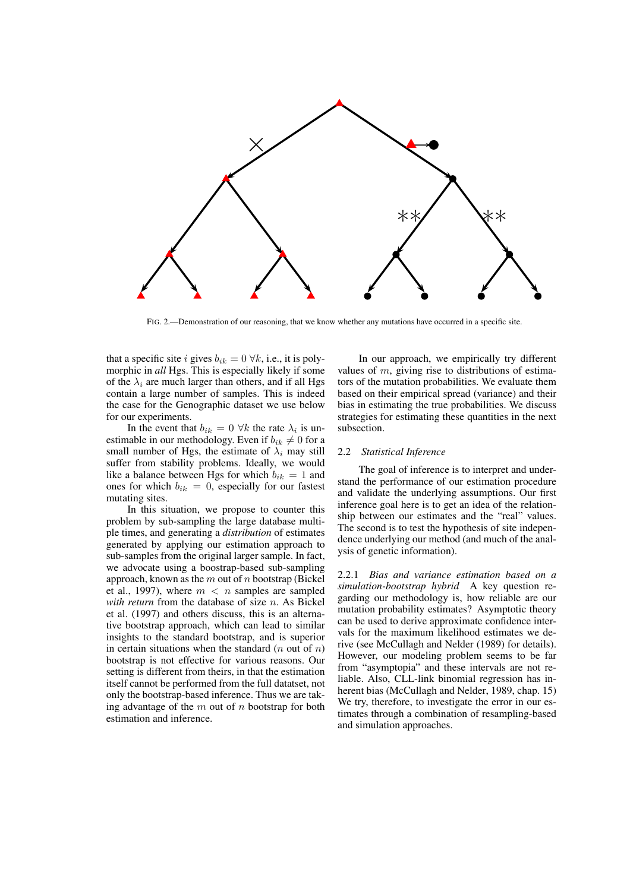FIG. 2.—Demonstration of our reasoning, that we know whether any mutations have occurred in a specific site.

that a specific site $i$ gives $b_{ik} = 0 \; \forall k$, i.e., it is polymorphic in *all* Hgs. This is especially likely if some of the $\lambda_i$ are much larger than others, and if all Hgs contain a large number of samples. This is indeed the case for the Genographic dataset we use below for our experiments.

In the event that $b_{ik} = 0 \; \forall k$ the rate $\lambda_i$ is unestimable in our methodology. Even if $b_{ik} \neq 0$ for a small number of Hgs, the estimate of $\lambda_i$ may still suffer from stability problems. Ideally, we would like a balance between Hgs for which $b_{ik} = 1$ and ones for which $b_{ik} = 0$, especially for our fastest mutating sites.

In this situation, we propose to counter this problem by sub-sampling the large database multiple times, and generating a *distribution* of estimates generated by applying our estimation approach to sub-samples from the original larger sample. In fact, we advocate using a boostrap-based sub-sampling approach, known as the $m$ out of $n$ bootstrap (Bickel et al., 1997), where $m < n$ samples are sampled *with return* from the database of size $n$. As Bickel et al. (1997) and others discuss, this is an alternative bootstrap approach, which can lead to similar insights to the standard bootstrap, and is superior in certain situations when the standard ($n$ out of $n$) bootstrap is not effective for various reasons. Our setting is different from theirs, in that the estimation itself cannot be performed from the full datatset, not only the bootstrap-based inference. Thus we are taking advantage of the $m$ out of $n$ bootstrap for both estimation and inference.

In our approach, we empirically try different values of $m$, giving rise to distributions of estimators of the mutation probabilities. We evaluate them based on their empirical spread (variance) and their bias in estimating the true probabilities. We discuss strategies for estimating these quantities in the next subsection.

### 2.2 *Statistical Inference*

The goal of inference is to interpret and understand the performance of our estimation procedure and validate the underlying assumptions. Our first inference goal here is to get an idea of the relationship between our estimates and the "real" values. The second is to test the hypothesis of site independence underlying our method (and much of the analysis of genetic information).

2.2.1 *Bias and variance estimation based on a simulation-bootstrap hybrid* A key question regarding our methodology is, how reliable are our mutation probability estimates? Asymptotic theory can be used to derive approximate confidence intervals for the maximum likelihood estimates we derive (see McCullagh and Nelder (1989) for details). However, our modeling problem seems to be far from "asymptopia" and these intervals are not reliable. Also, CLL-link binomial regression has inherent bias (McCullagh and Nelder, 1989, chap. 15) We try, therefore, to investigate the error in our estimates through a combination of resampling-based and simulation approaches.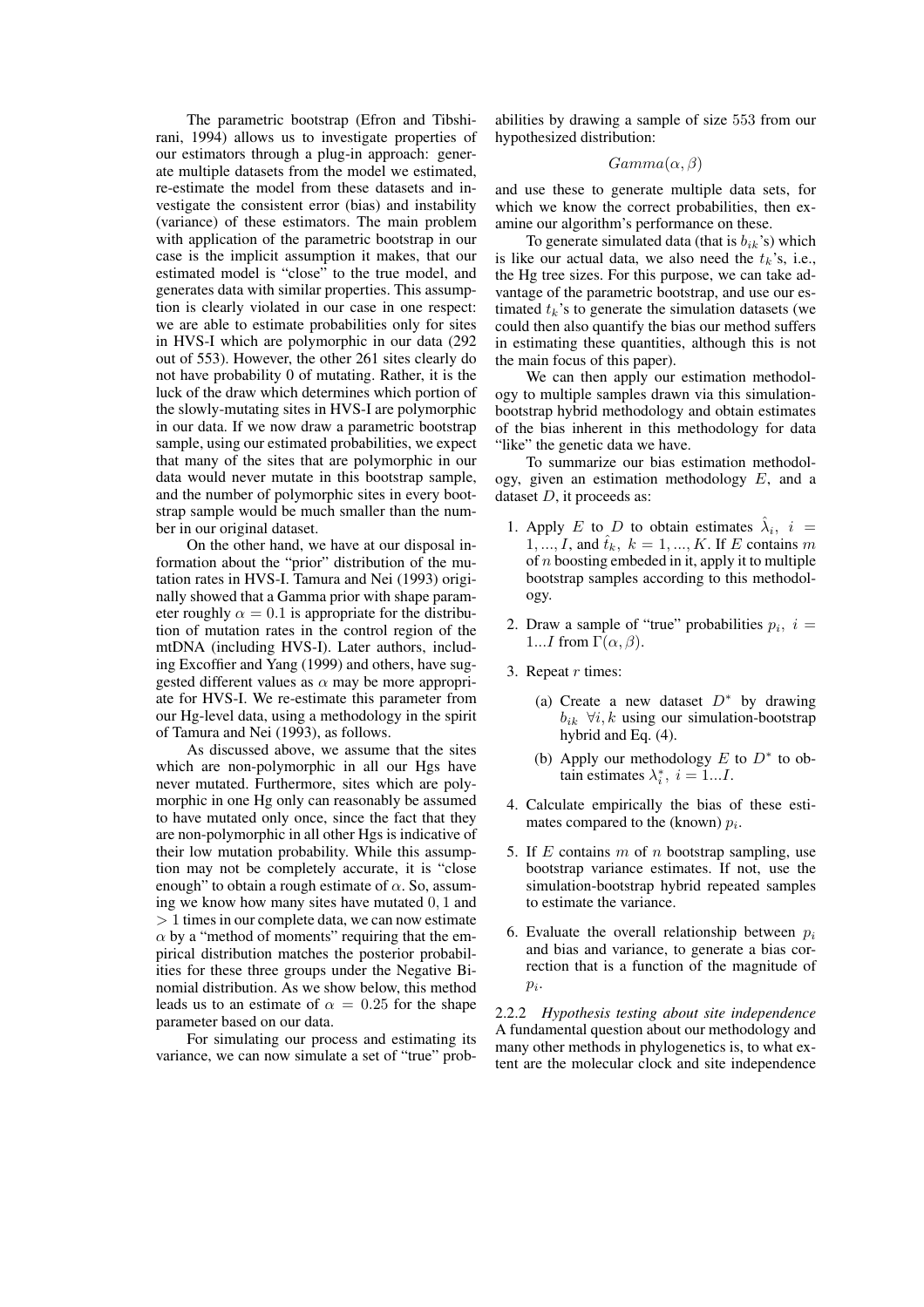The parametric bootstrap (Efron and Tibshirani, 1994) allows us to investigate properties of our estimators through a plug-in approach: generate multiple datasets from the model we estimated, re-estimate the model from these datasets and investigate the consistent error (bias) and instability (variance) of these estimators. The main problem with application of the parametric bootstrap in our case is the implicit assumption it makes, that our estimated model is "close" to the true model, and generates data with similar properties. This assumption is clearly violated in our case in one respect: we are able to estimate probabilities only for sites in HVS-I which are polymorphic in our data (292 out of 553). However, the other 261 sites clearly do not have probability 0 of mutating. Rather, it is the luck of the draw which determines which portion of the slowly-mutating sites in HVS-I are polymorphic in our data. If we now draw a parametric bootstrap sample, using our estimated probabilities, we expect that many of the sites that are polymorphic in our data would never mutate in this bootstrap sample, and the number of polymorphic sites in every bootstrap sample would be much smaller than the number in our original dataset.

On the other hand, we have at our disposal information about the "prior" distribution of the mutation rates in HVS-I. Tamura and Nei (1993) originally showed that a Gamma prior with shape parameter roughly $\alpha = 0.1$ is appropriate for the distribution of mutation rates in the control region of the mtDNA (including HVS-I). Later authors, including Excoffier and Yang (1999) and others, have suggested different values as $\alpha$ may be more appropriate for HVS-I. We re-estimate this parameter from our Hg-level data, using a methodology in the spirit of Tamura and Nei (1993), as follows.

As discussed above, we assume that the sites which are non-polymorphic in all our Hgs have never mutated. Furthermore, sites which are polymorphic in one Hg only can reasonably be assumed to have mutated only once, since the fact that they are non-polymorphic in all other Hgs is indicative of their low mutation probability. While this assumption may not be completely accurate, it is "close enough" to obtain a rough estimate of $\alpha$. So, assuming we know how many sites have mutated $0, 1$ and $> 1$ times in our complete data, we can now estimate $\alpha$ by a "method of moments" requiring that the empirical distribution matches the posterior probabilities for these three groups under the Negative Binomial distribution. As we show below, this method leads us to an estimate of $\alpha = 0.25$ for the shape parameter based on our data.

For simulating our process and estimating its variance, we can now simulate a set of "true" probabilities by drawing a sample of size 553 from our hypothesized distribution:

$$Gamma(\alpha, \beta)$$

and use these to generate multiple data sets, for which we know the correct probabilities, then examine our algorithm's performance on these.

To generate simulated data (that is $b_{ik}$'s) which is like our actual data, we also need the $t_k$'s, i.e., the Hg tree sizes. For this purpose, we can take advantage of the parametric bootstrap, and use our estimated $t_k$'s to generate the simulation datasets (we could then also quantify the bias our method suffers in estimating these quantities, although this is not the main focus of this paper).

We can then apply our estimation methodology to multiple samples drawn via this simulation-bootstrap hybrid methodology and obtain estimates of the bias inherent in this methodology for data "like" the genetic data we have.

To summarize our bias estimation methodology, given an estimation methodology $E$, and a dataset $D$, it proceeds as:

1. Apply $E$ to $D$ to obtain estimates $\hat{\lambda}_i,\ i = 1, ..., I$, and $\hat{t}_k,\ k = 1, ..., K$. If $E$ contains $m$ of $n$ boosting embeded in it, apply it to multiple bootstrap samples according to this methodology.
2. Draw a sample of "true" probabilities $p_i,\ i = 1...I$ from $\Gamma(\alpha, \beta)$.
3. Repeat $r$ times:
   (a) Create a new dataset $D^*$ by drawing $b_{ik}\ \forall i, k$ using our simulation-bootstrap hybrid and Eq. (4).
   (b) Apply our methodology $E$ to $D^*$ to obtain estimates $\lambda_i^*,\ i = 1...I$.
4. Calculate empirically the bias of these estimates compared to the (known) $p_i$.
5. If $E$ contains $m$ of $n$ bootstrap sampling, use bootstrap variance estimates. If not, use the simulation-bootstrap hybrid repeated samples to estimate the variance.
6. Evaluate the overall relationship between $p_i$ and bias and variance, to generate a bias correction that is a function of the magnitude of $p_i$.

#### 2.2.2 *Hypothesis testing about site independence*

A fundamental question about our methodology and many other methods in phylogenetics is, to what extent are the molecular clock and site independence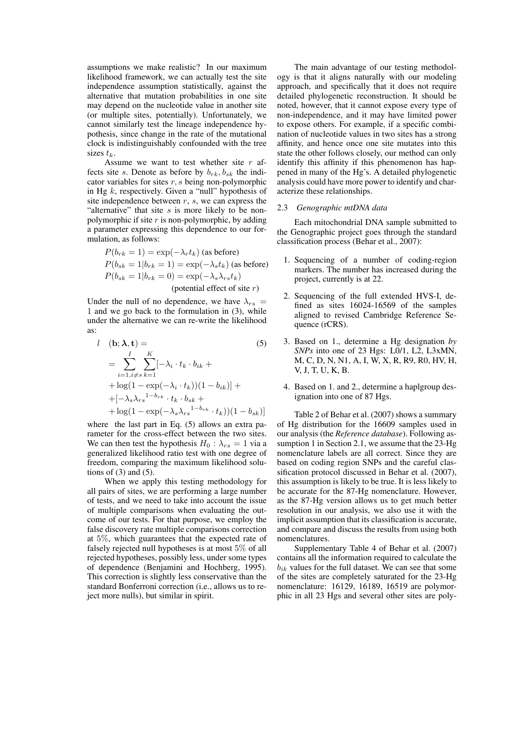assumptions we make realistic? In our maximum likelihood framework, we can actually test the site independence assumption statistically, against the alternative that mutation probabilities in one site may depend on the nucleotide value in another site (or multiple sites, potentially). Unfortunately, we cannot similarly test the lineage independence hypothesis, since change in the rate of the mutational clock is indistinguishably confounded with the tree sizes $t_k$.

Assume we want to test whether site $r$ affects site $s$. Denote as before by $b_{rk}, b_{sk}$ the indicator variables for sites $r, s$ being non-polymorphic in Hg $k$, respectively. Given a "null" hypothesis of site independence between $r$, $s$, we can express the "alternative" that site $s$ is more likely to be non-polymorphic if site $r$ is non-polymorphic, by adding a parameter expressing this dependence to our formulation, as follows:

$$P(b_{rk} = 1) = \exp(-\lambda_r t_k) \text{ (as before)}$$
$$P(b_{sk} = 1 | b_{rk} = 1) = \exp(-\lambda_s t_k) \text{ (as before)}$$
$$P(b_{sk} = 1 | b_{rk} = 0) = \exp(-\lambda_s \lambda_{rs} t_k)$$
$$\text{(potential effect of site } r\text{)}$$

Under the null of no dependence, we have $\lambda_{rs} = 1$ and we go back to the formulation in (3), while under the alternative we can re-write the likelihood as:

$$
\begin{aligned}
l \quad & (\mathbf{b}; \boldsymbol{\lambda}, \mathbf{t}) = && (5)\\
&= \sum_{i=1, i \neq s}^{I} \sum_{k=1}^{K} [-\lambda_i \cdot t_k \cdot b_{ik} + \\
&+ \log(1 - \exp(-\lambda_i \cdot t_k))(1 - b_{ik})] + \\
&+ [-\lambda_s {\lambda_{rs}}^{1-b_{rk}} \cdot t_k \cdot b_{sk} + \\
&+ \log(1 - \exp(-\lambda_s {\lambda_{rs}}^{1-b_{rk}} \cdot t_k))(1 - b_{sk})]
\end{aligned}
$$

where the last part in Eq. (5) allows an extra parameter for the cross-effect between the two sites. We can then test the hypothesis $H_0 : \lambda_{rs} = 1$ via a generalized likelihood ratio test with one degree of freedom, comparing the maximum likelihood solutions of (3) and (5).

When we apply this testing methodology for all pairs of sites, we are performing a large number of tests, and we need to take into account the issue of multiple comparisons when evaluating the outcome of our tests. For that purpose, we employ the false discovery rate multiple comparisons correction at $5\%$, which guarantees that the expected rate of falsely rejected null hypotheses is at most $5\%$ of all rejected hypotheses, possibly less, under some types of dependence (Benjamini and Hochberg, 1995). This correction is slightly less conservative than the standard Bonferroni correction (i.e., allows us to reject more nulls), but similar in spirit.

The main advantage of our testing methodology is that it aligns naturally with our modeling approach, and specifically that it does not require detailed phylogenetic reconstruction. It should be noted, however, that it cannot expose every type of non-independence, and it may have limited power to expose others. For example, if a specific combination of nucleotide values in two sites has a strong affinity, and hence once one site mutates into this state the other follows closely, our method can only identify this affinity if this phenomenon has happened in many of the Hg's. A detailed phylogenetic analysis could have more power to identify and characterize these relationships.

### 2.3 *Genographic mtDNA data*

Each mitochondrial DNA sample submitted to the Genographic project goes through the standard classification process (Behar et al., 2007):

1. Sequencing of a number of coding-region markers. The number has increased during the project, currently is at 22.
2. Sequencing of the full extended HVS-I, defined as sites 16024-16569 of the samples aligned to revised Cambridge Reference Sequence (rCRS).
3. Based on 1., determine a Hg designation *by SNPs* into one of 23 Hgs: L0/1, L2, L3xMN, M, C, D, N, N1, A, I, W, X, R, R9, R0, HV, H, V, J, T, U, K, B.
4. Based on 1. and 2., determine a haplgroup designation into one of 87 Hgs.

Table 2 of Behar et al. (2007) shows a summary of Hg distribution for the 16609 samples used in our analysis (the *Reference database*). Following assumption 1 in Section 2.1, we assume that the 23-Hg nomenclature labels are all correct. Since they are based on coding region SNPs and the careful classification protocol discussed in Behar et al. (2007), this assumption is likely to be true. It is less likely to be accurate for the 87-Hg nomenclature. However, as the 87-Hg version allows us to get much better resolution in our analysis, we also use it with the implicit assumption that its classification is accurate, and compare and discuss the results from using both nomenclatures.

Supplementary Table 4 of Behar et al. (2007) contains all the information required to calculate the $b_{ik}$ values for the full dataset. We can see that some of the sites are completely saturated for the 23-Hg nomenclature: 16129, 16189, 16519 are polymorphic in all 23 Hgs and several other sites are poly-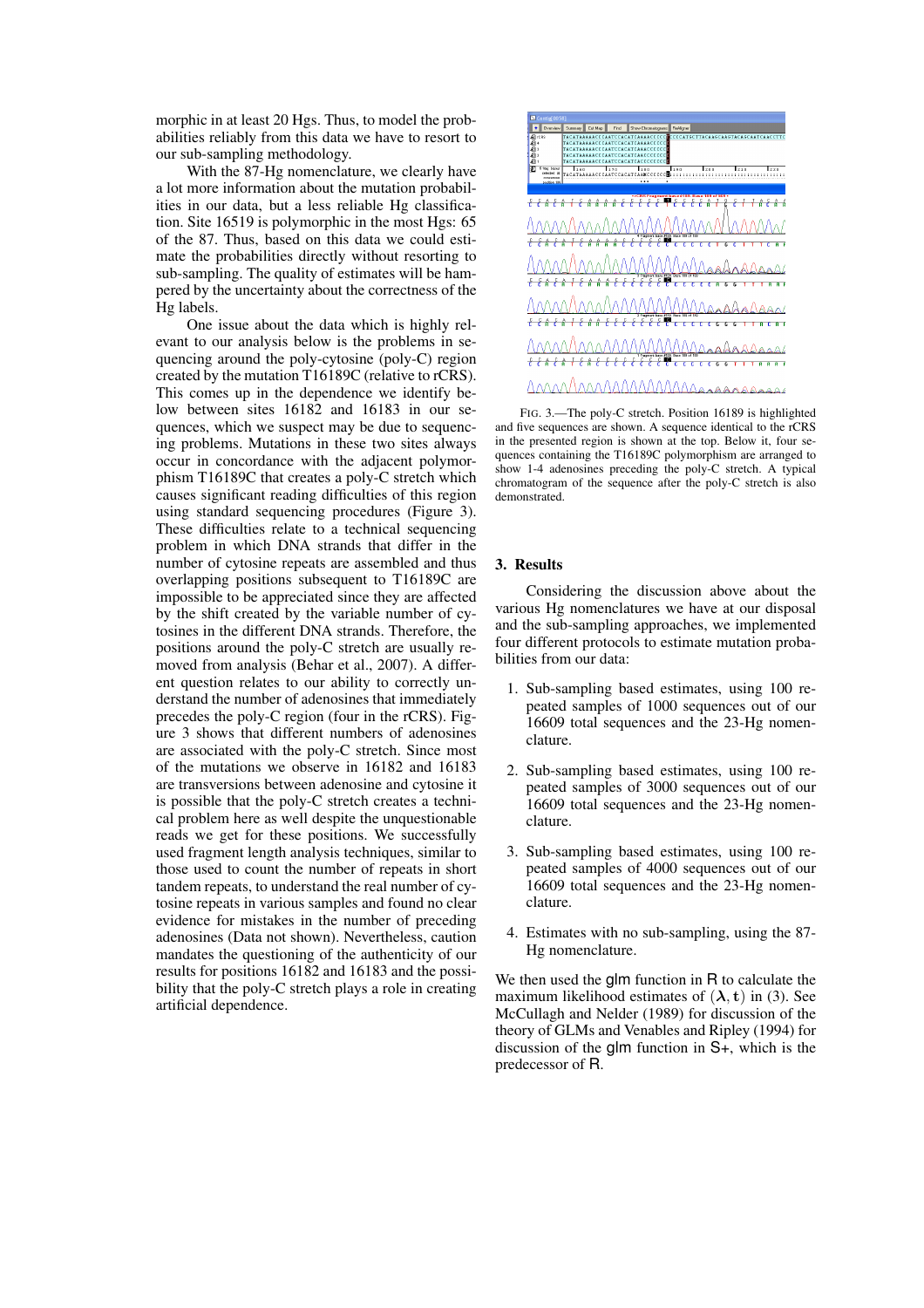morphic in at least 20 Hgs. Thus, to model the probabilities reliably from this data we have to resort to our sub-sampling methodology.

With the 87-Hg nomenclature, we clearly have a lot more information about the mutation probabilities in our data, but a less reliable Hg classification. Site 16519 is polymorphic in the most Hgs: 65 of the 87. Thus, based on this data we could estimate the probabilities directly without resorting to sub-sampling. The quality of estimates will be hampered by the uncertainty about the correctness of the Hg labels.

One issue about the data which is highly relevant to our analysis below is the problems in sequencing around the poly-cytosine (poly-C) region created by the mutation T16189C (relative to rCRS). This comes up in the dependence we identify below between sites 16182 and 16183 in our sequences, which we suspect may be due to sequencing problems. Mutations in these two sites always occur in concordance with the adjacent polymorphism T16189C that creates a poly-C stretch which causes significant reading difficulties of this region using standard sequencing procedures (Figure 3). These difficulties relate to a technical sequencing problem in which DNA strands that differ in the number of cytosine repeats are assembled and thus overlapping positions subsequent to T16189C are impossible to be appreciated since they are affected by the shift created by the variable number of cytosines in the different DNA strands. Therefore, the positions around the poly-C stretch are usually removed from analysis (Behar et al., 2007). A different question relates to our ability to correctly understand the number of adenosines that immediately precedes the poly-C region (four in the rCRS). Figure 3 shows that different numbers of adenosines are associated with the poly-C stretch. Since most of the mutations we observe in 16182 and 16183 are transversions between adenosine and cytosine it is possible that the poly-C stretch creates a technical problem here as well despite the unquestionable reads we get for these positions. We successfully used fragment length analysis techniques, similar to those used to count the number of repeats in short tandem repeats, to understand the real number of cytosine repeats in various samples and found no clear evidence for mistakes in the number of preceding adenosines (Data not shown). Nevertheless, caution mandates the questioning of the authenticity of our results for positions 16182 and 16183 and the possibility that the poly-C stretch plays a role in creating artificial dependence.

FIG. 3.—The poly-C stretch. Position 16189 is highlighted and five sequences are shown. A sequence identical to the rCRS in the presented region is shown at the top. Below it, four sequences containing the T16189C polymorphism are arranged to show 1-4 adenosines preceding the poly-C stretch. A typical chromatogram of the sequence after the poly-C stretch is also demonstrated.

## 3. Results

Considering the discussion above about the various Hg nomenclatures we have at our disposal and the sub-sampling approaches, we implemented four different protocols to estimate mutation probabilities from our data:

1. Sub-sampling based estimates, using 100 repeated samples of 1000 sequences out of our 16609 total sequences and the 23-Hg nomenclature.

2. Sub-sampling based estimates, using 100 repeated samples of 3000 sequences out of our 16609 total sequences and the 23-Hg nomenclature.

3. Sub-sampling based estimates, using 100 repeated samples of 4000 sequences out of our 16609 total sequences and the 23-Hg nomenclature.

4. Estimates with no sub-sampling, using the 87-Hg nomenclature.

We then used the glm function in R to calculate the maximum likelihood estimates of $(\boldsymbol{\lambda}, \mathbf{t})$ in (3). See McCullagh and Nelder (1989) for discussion of the theory of GLMs and Venables and Ripley (1994) for discussion of the glm function in S+, which is the predecessor of R.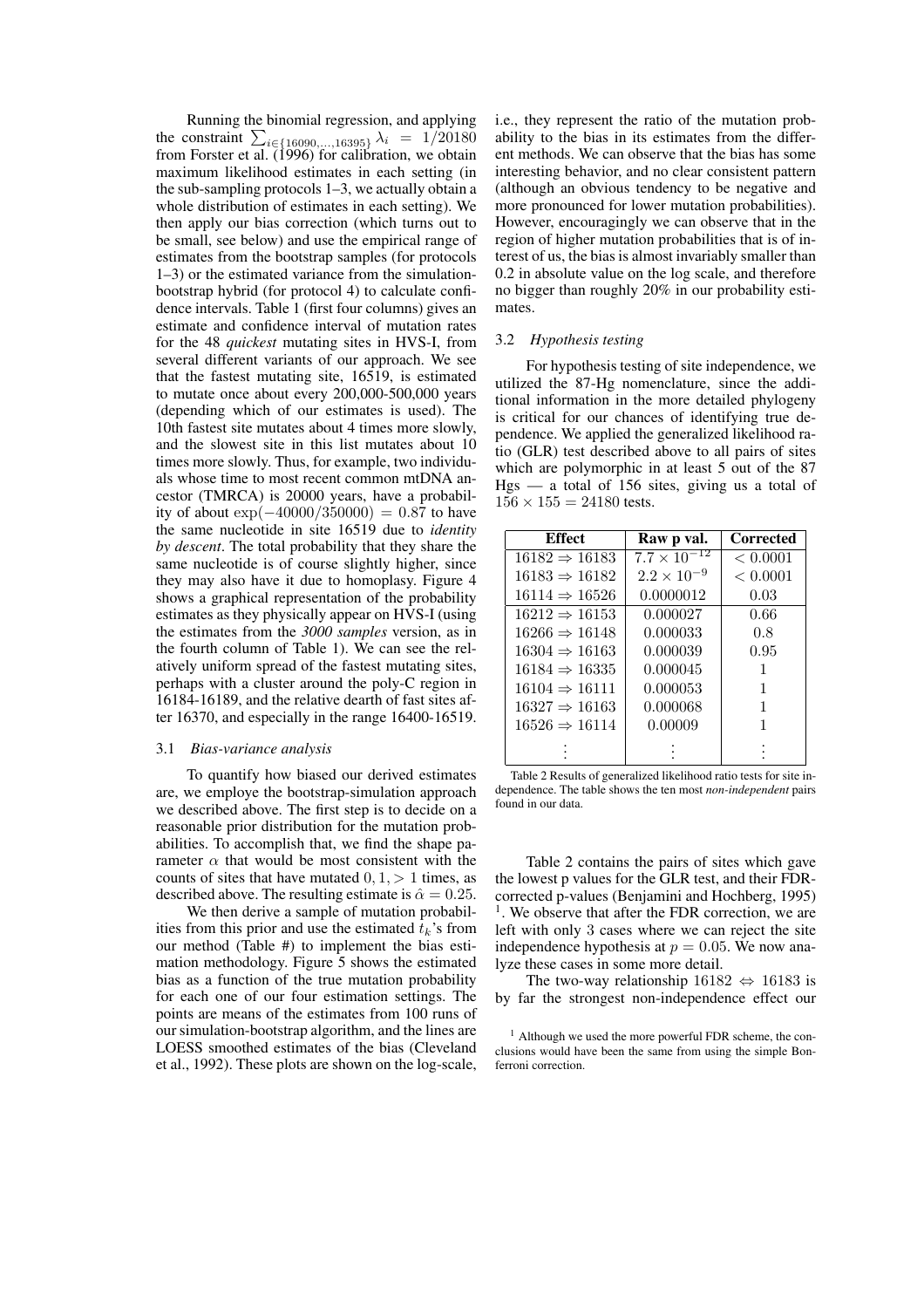Running the binomial regression, and applying the constraint $\sum_{i\in\{16090,\ldots,16395\}} \lambda_i = 1/20180$ from Forster et al. (1996) for calibration, we obtain maximum likelihood estimates in each setting (in the sub-sampling protocols 1–3, we actually obtain a whole distribution of estimates in each setting). We then apply our bias correction (which turns out to be small, see below) and use the empirical range of estimates from the bootstrap samples (for protocols 1–3) or the estimated variance from the simulation-bootstrap hybrid (for protocol 4) to calculate confidence intervals. Table 1 (first four columns) gives an estimate and confidence interval of mutation rates for the 48 *quickest* mutating sites in HVS-I, from several different variants of our approach. We see that the fastest mutating site, 16519, is estimated to mutate once about every 200,000-500,000 years (depending which of our estimates is used). The 10th fastest site mutates about 4 times more slowly, and the slowest site in this list mutates about 10 times more slowly. Thus, for example, two individuals whose time to most recent common mtDNA ancestor (TMRCA) is 20000 years, have a probability of about $\exp(-40000/350000) = 0.87$ to have the same nucleotide in site 16519 due to *identity by descent*. The total probability that they share the same nucleotide is of course slightly higher, since they may also have it due to homoplasy. Figure 4 shows a graphical representation of the probability estimates as they physically appear on HVS-I (using the estimates from the *3000 samples* version, as in the fourth column of Table 1). We can see the relatively uniform spread of the fastest mutating sites, perhaps with a cluster around the poly-C region in 16184-16189, and the relative dearth of fast sites after 16370, and especially in the range 16400-16519.

### 3.1 *Bias-variance analysis*

To quantify how biased our derived estimates are, we employe the bootstrap-simulation approach we described above. The first step is to decide on a reasonable prior distribution for the mutation probabilities. To accomplish that, we find the shape parameter $\alpha$ that would be most consistent with the counts of sites that have mutated $0, 1, > 1$ times, as described above. The resulting estimate is $\hat{\alpha} = 0.25$.

We then derive a sample of mutation probabilities from this prior and use the estimated $t_k$'s from our method (Table #) to implement the bias estimation methodology. Figure 5 shows the estimated bias as a function of the true mutation probability for each one of our four estimation settings. The points are means of the estimates from 100 runs of our simulation-bootstrap algorithm, and the lines are LOESS smoothed estimates of the bias (Cleveland et al., 1992). These plots are shown on the log-scale, i.e., they represent the ratio of the mutation probability to the bias in its estimates from the different methods. We can observe that the bias has some interesting behavior, and no clear consistent pattern (although an obvious tendency to be negative and more pronounced for lower mutation probabilities). However, encouragingly we can observe that in the region of higher mutation probabilities that is of interest of us, the bias is almost invariably smaller than 0.2 in absolute value on the log scale, and therefore no bigger than roughly 20% in our probability estimates.

### 3.2 *Hypothesis testing*

For hypothesis testing of site independence, we utilized the 87-Hg nomenclature, since the additional information in the more detailed phylogeny is critical for our chances of identifying true dependence. We applied the generalized likelihood ratio (GLR) test described above to all pairs of sites which are polymorphic in at least 5 out of the 87 Hgs — a total of 156 sites, giving us a total of $156 \times 155 = 24180$ tests.

| Effect | Raw p val. | Corrected |
|---|---|---|
| $16182 \Rightarrow 16183$ | $7.7 \times 10^{-12}$ | $< 0.0001$ |
| $16183 \Rightarrow 16182$ | $2.2 \times 10^{-9}$ | $< 0.0001$ |
| $16114 \Rightarrow 16526$ | $0.0000012$ | $0.03$ |
| $16212 \Rightarrow 16153$ | $0.000027$ | $0.66$ |
| $16266 \Rightarrow 16148$ | $0.000033$ | $0.8$ |
| $16304 \Rightarrow 16163$ | $0.000039$ | $0.95$ |
| $16184 \Rightarrow 16335$ | $0.000045$ | $1$ |
| $16104 \Rightarrow 16111$ | $0.000053$ | $1$ |
| $16327 \Rightarrow 16163$ | $0.000068$ | $1$ |
| $16526 \Rightarrow 16114$ | $0.00009$ | $1$ |
| $\vdots$ | $\vdots$ | $\vdots$ |

Table 2 Results of generalized likelihood ratio tests for site independence. The table shows the ten most *non-independent* pairs found in our data.

Table 2 contains the pairs of sites which gave the lowest p values for the GLR test, and their FDR-corrected p-values (Benjamini and Hochberg, 1995) [1]. We observe that after the FDR correction, we are left with only 3 cases where we can reject the site independence hypothesis at $p = 0.05$. We now analyze these cases in some more detail.

The two-way relationship $16182 \Leftrightarrow 16183$ is by far the strongest non-independence effect our

[1] Although we used the more powerful FDR scheme, the conclusions would have been the same from using the simple Bonferroni correction.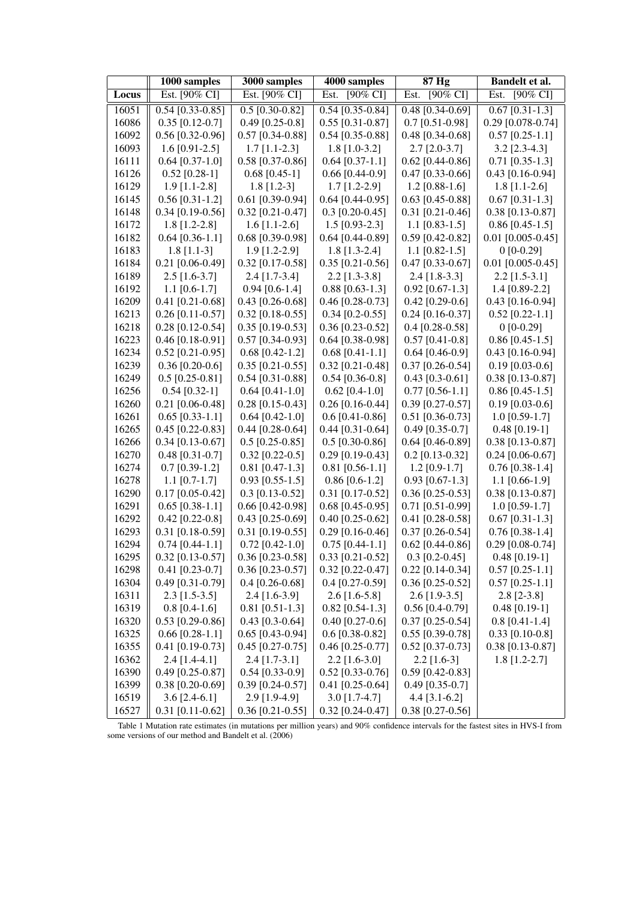| | 1000 samples | 3000 samples | 4000 samples | 87 Hg | Bandelt et al. |
|---|---|---|---|---|---|
| Locus | Est. [90% CI] | Est. [90% CI] | Est. [90% CI] | Est. [90% CI] | Est. [90% CI] |
| 16051 | 0.54 [0.33-0.85] | 0.5 [0.30-0.82] | 0.54 [0.35-0.84] | 0.48 [0.34-0.69] | 0.67 [0.31-1.3] |
| 16086 | 0.35 [0.12-0.7] | 0.49 [0.25-0.8] | 0.55 [0.31-0.87] | 0.7 [0.51-0.98] | 0.29 [0.078-0.74] |
| 16092 | 0.56 [0.32-0.96] | 0.57 [0.34-0.88] | 0.54 [0.35-0.88] | 0.48 [0.34-0.68] | 0.57 [0.25-1.1] |
| 16093 | 1.6 [0.91-2.5] | 1.7 [1.1-2.3] | 1.8 [1.0-3.2] | 2.7 [2.0-3.7] | 3.2 [2.3-4.3] |
| 16111 | 0.64 [0.37-1.0] | 0.58 [0.37-0.86] | 0.64 [0.37-1.1] | 0.62 [0.44-0.86] | 0.71 [0.35-1.3] |
| 16126 | 0.52 [0.28-1] | 0.68 [0.45-1] | 0.66 [0.44-0.9] | 0.47 [0.33-0.66] | 0.43 [0.16-0.94] |
| 16129 | 1.9 [1.1-2.8] | 1.8 [1.2-3] | 1.7 [1.2-2.9] | 1.2 [0.88-1.6] | 1.8 [1.1-2.6] |
| 16145 | 0.56 [0.31-1.2] | 0.61 [0.39-0.94] | 0.64 [0.44-0.95] | 0.63 [0.45-0.88] | 0.67 [0.31-1.3] |
| 16148 | 0.34 [0.19-0.56] | 0.32 [0.21-0.47] | 0.3 [0.20-0.45] | 0.31 [0.21-0.46] | 0.38 [0.13-0.87] |
| 16172 | 1.8 [1.2-2.8] | 1.6 [1.1-2.6] | 1.5 [0.93-2.3] | 1.1 [0.83-1.5] | 0.86 [0.45-1.5] |
| 16182 | 0.64 [0.36-1.1] | 0.68 [0.39-0.98] | 0.64 [0.44-0.89] | 0.59 [0.42-0.82] | 0.01 [0.005-0.45] |
| 16183 | 1.8 [1.1-3] | 1.9 [1.2-2.9] | 1.8 [1.3-2.4] | 1.1 [0.82-1.5] | 0 [0-0.29] |
| 16184 | 0.21 [0.06-0.49] | 0.32 [0.17-0.58] | 0.35 [0.21-0.56] | 0.47 [0.33-0.67] | 0.01 [0.005-0.45] |
| 16189 | 2.5 [1.6-3.7] | 2.4 [1.7-3.4] | 2.2 [1.3-3.8] | 2.4 [1.8-3.3] | 2.2 [1.5-3.1] |
| 16192 | 1.1 [0.6-1.7] | 0.94 [0.6-1.4] | 0.88 [0.63-1.3] | 0.92 [0.67-1.3] | 1.4 [0.89-2.2] |
| 16209 | 0.41 [0.21-0.68] | 0.43 [0.26-0.68] | 0.46 [0.28-0.73] | 0.42 [0.29-0.6] | 0.43 [0.16-0.94] |
| 16213 | 0.26 [0.11-0.57] | 0.32 [0.18-0.55] | 0.34 [0.2-0.55] | 0.24 [0.16-0.37] | 0.52 [0.22-1.1] |
| 16218 | 0.28 [0.12-0.54] | 0.35 [0.19-0.53] | 0.36 [0.23-0.52] | 0.4 [0.28-0.58] | 0 [0-0.29] |
| 16223 | 0.46 [0.18-0.91] | 0.57 [0.34-0.93] | 0.64 [0.38-0.98] | 0.57 [0.41-0.8] | 0.86 [0.45-1.5] |
| 16234 | 0.52 [0.21-0.95] | 0.68 [0.42-1.2] | 0.68 [0.41-1.1] | 0.64 [0.46-0.9] | 0.43 [0.16-0.94] |
| 16239 | 0.36 [0.20-0.6] | 0.35 [0.21-0.55] | 0.32 [0.21-0.48] | 0.37 [0.26-0.54] | 0.19 [0.03-0.6] |
| 16249 | 0.5 [0.25-0.81] | 0.54 [0.31-0.88] | 0.54 [0.36-0.8] | 0.43 [0.3-0.61] | 0.38 [0.13-0.87] |
| 16256 | 0.54 [0.32-1] | 0.64 [0.41-1.0] | 0.62 [0.4-1.0] | 0.77 [0.56-1.1] | 0.86 [0.45-1.5] |
| 16260 | 0.21 [0.06-0.48] | 0.28 [0.15-0.43] | 0.26 [0.16-0.44] | 0.39 [0.27-0.57] | 0.19 [0.03-0.6] |
| 16261 | 0.65 [0.33-1.1] | 0.64 [0.42-1.0] | 0.6 [0.41-0.86] | 0.51 [0.36-0.73] | 1.0 [0.59-1.7] |
| 16265 | 0.45 [0.22-0.83] | 0.44 [0.28-0.64] | 0.44 [0.31-0.64] | 0.49 [0.35-0.7] | 0.48 [0.19-1] |
| 16266 | 0.34 [0.13-0.67] | 0.5 [0.25-0.85] | 0.5 [0.30-0.86] | 0.64 [0.46-0.89] | 0.38 [0.13-0.87] |
| 16270 | 0.48 [0.31-0.7] | 0.32 [0.22-0.5] | 0.29 [0.19-0.43] | 0.2 [0.13-0.32] | 0.24 [0.06-0.67] |
| 16274 | 0.7 [0.39-1.2] | 0.81 [0.47-1.3] | 0.81 [0.56-1.1] | 1.2 [0.9-1.7] | 0.76 [0.38-1.4] |
| 16278 | 1.1 [0.7-1.7] | 0.93 [0.55-1.5] | 0.86 [0.6-1.2] | 0.93 [0.67-1.3] | 1.1 [0.66-1.9] |
| 16290 | 0.17 [0.05-0.42] | 0.3 [0.13-0.52] | 0.31 [0.17-0.52] | 0.36 [0.25-0.53] | 0.38 [0.13-0.87] |
| 16291 | 0.65 [0.38-1.1] | 0.66 [0.42-0.98] | 0.68 [0.45-0.95] | 0.71 [0.51-0.99] | 1.0 [0.59-1.7] |
| 16292 | 0.42 [0.22-0.8] | 0.43 [0.25-0.69] | 0.40 [0.25-0.62] | 0.41 [0.28-0.58] | 0.67 [0.31-1.3] |
| 16293 | 0.31 [0.18-0.59] | 0.31 [0.19-0.55] | 0.29 [0.16-0.46] | 0.37 [0.26-0.54] | 0.76 [0.38-1.4] |
| 16294 | 0.74 [0.44-1.1] | 0.72 [0.42-1.0] | 0.75 [0.44-1.1] | 0.62 [0.44-0.86] | 0.29 [0.08-0.74] |
| 16295 | 0.32 [0.13-0.57] | 0.36 [0.23-0.58] | 0.33 [0.21-0.52] | 0.3 [0.2-0.45] | 0.48 [0.19-1] |
| 16298 | 0.41 [0.23-0.7] | 0.36 [0.23-0.57] | 0.32 [0.22-0.47] | 0.22 [0.14-0.34] | 0.57 [0.25-1.1] |
| 16304 | 0.49 [0.31-0.79] | 0.4 [0.26-0.68] | 0.4 [0.27-0.59] | 0.36 [0.25-0.52] | 0.57 [0.25-1.1] |
| 16311 | 2.3 [1.5-3.5] | 2.4 [1.6-3.9] | 2.6 [1.6-5.8] | 2.6 [1.9-3.5] | 2.8 [2-3.8] |
| 16319 | 0.8 [0.4-1.6] | 0.81 [0.51-1.3] | 0.82 [0.54-1.3] | 0.56 [0.4-0.79] | 0.48 [0.19-1] |
| 16320 | 0.53 [0.29-0.86] | 0.43 [0.3-0.64] | 0.40 [0.27-0.6] | 0.37 [0.25-0.54] | 0.8 [0.41-1.4] |
| 16325 | 0.66 [0.28-1.1] | 0.65 [0.43-0.94] | 0.6 [0.38-0.82] | 0.55 [0.39-0.78] | 0.33 [0.10-0.8] |
| 16355 | 0.41 [0.19-0.73] | 0.45 [0.27-0.75] | 0.46 [0.25-0.77] | 0.52 [0.37-0.73] | 0.38 [0.13-0.87] |
| 16362 | 2.4 [1.4-4.1] | 2.4 [1.7-3.1] | 2.2 [1.6-3.0] | 2.2 [1.6-3] | 1.8 [1.2-2.7] |
| 16390 | 0.49 [0.25-0.87] | 0.54 [0.33-0.9] | 0.52 [0.33-0.76] | 0.59 [0.42-0.83] | |
| 16399 | 0.38 [0.20-0.69] | 0.39 [0.24-0.57] | 0.41 [0.25-0.64] | 0.49 [0.35-0.7] | |
| 16519 | 3.6 [2.4-6.1] | 2.9 [1.9-4.9] | 3.0 [1.7-4.7] | 4.4 [3.1-6.2] | |
| 16527 | 0.31 [0.11-0.62] | 0.36 [0.21-0.55] | 0.32 [0.24-0.47] | 0.38 [0.27-0.56] | |

Table 1 Mutation rate estimates (in mutations per million years) and 90% confidence intervals for the fastest sites in HVS-I from some versions of our method and Bandelt et al. (2006)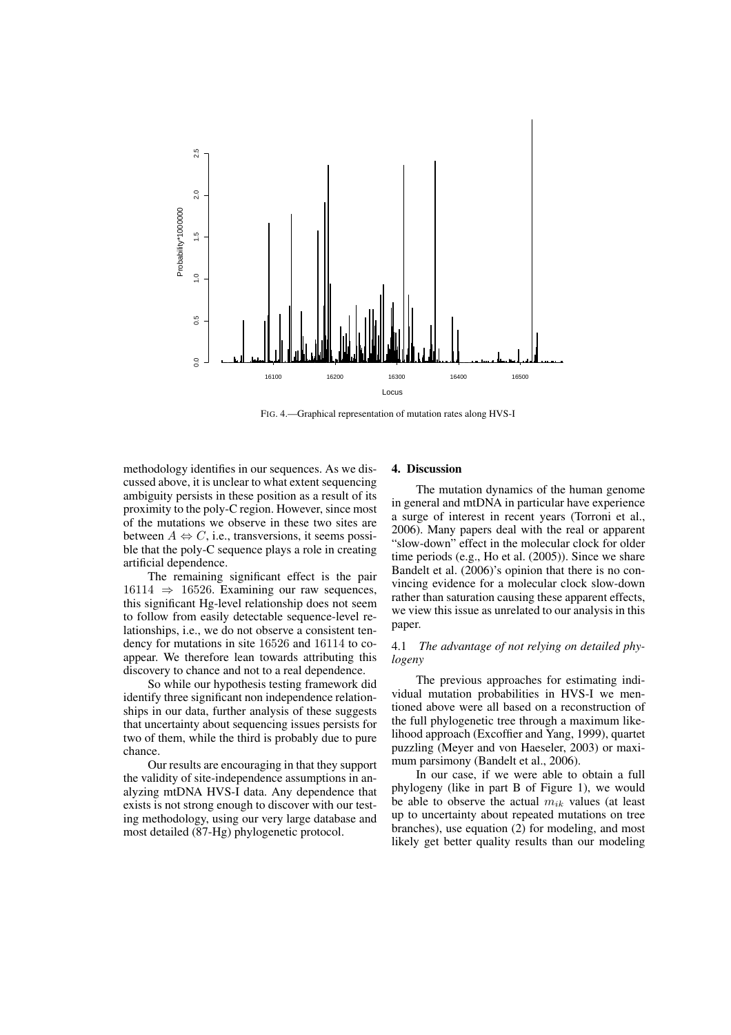FIG. 4.—Graphical representation of mutation rates along HVS-I

methodology identifies in our sequences. As we discussed above, it is unclear to what extent sequencing ambiguity persists in these position as a result of its proximity to the poly-C region. However, since most of the mutations we observe in these two sites are between $A \Leftrightarrow C$, i.e., transversions, it seems possible that the poly-C sequence plays a role in creating artificial dependence.

The remaining significant effect is the pair $16114 \Rightarrow 16526$. Examining our raw sequences, this significant Hg-level relationship does not seem to follow from easily detectable sequence-level relationships, i.e., we do not observe a consistent tendency for mutations in site $16526$ and $16114$ to co-appear. We therefore lean towards attributing this discovery to chance and not to a real dependence.

So while our hypothesis testing framework did identify three significant non independence relationships in our data, further analysis of these suggests that uncertainty about sequencing issues persists for two of them, while the third is probably due to pure chance.

Our results are encouraging in that they support the validity of site-independence assumptions in analyzing mtDNA HVS-I data. Any dependence that exists is not strong enough to discover with our testing methodology, using our very large database and most detailed (87-Hg) phylogenetic protocol.

## 4. Discussion

The mutation dynamics of the human genome in general and mtDNA in particular have experience a surge of interest in recent years (Torroni et al., 2006). Many papers deal with the real or apparent "slow-down" effect in the molecular clock for older time periods (e.g., Ho et al. (2005)). Since we share Bandelt et al. (2006)'s opinion that there is no convincing evidence for a molecular clock slow-down rather than saturation causing these apparent effects, we view this issue as unrelated to our analysis in this paper.

### 4.1 *The advantage of not relying on detailed phylogeny*

The previous approaches for estimating individual mutation probabilities in HVS-I we mentioned above were all based on a reconstruction of the full phylogenetic tree through a maximum likelihood approach (Excoffier and Yang, 1999), quartet puzzling (Meyer and von Haeseler, 2003) or maximum parsimony (Bandelt et al., 2006).

In our case, if we were able to obtain a full phylogeny (like in part B of Figure 1), we would be able to observe the actual $m_{ik}$ values (at least up to uncertainty about repeated mutations on tree branches), use equation (2) for modeling, and most likely get better quality results than our modeling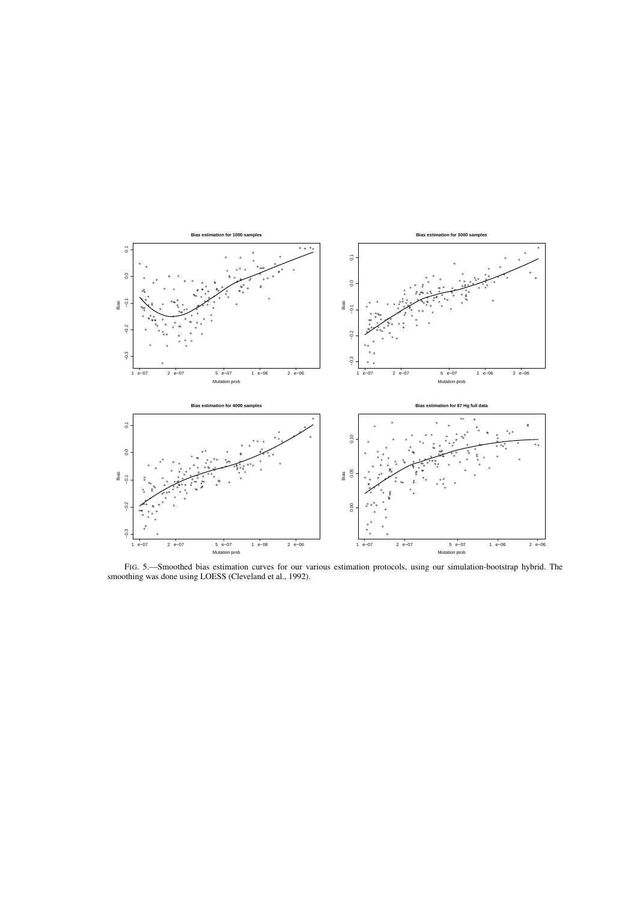FIG. 5.—Smoothed bias estimation curves for our various estimation protocols, using our simulation-bootstrap hybrid. The smoothing was done using LOESS (Cleveland et al., 1992).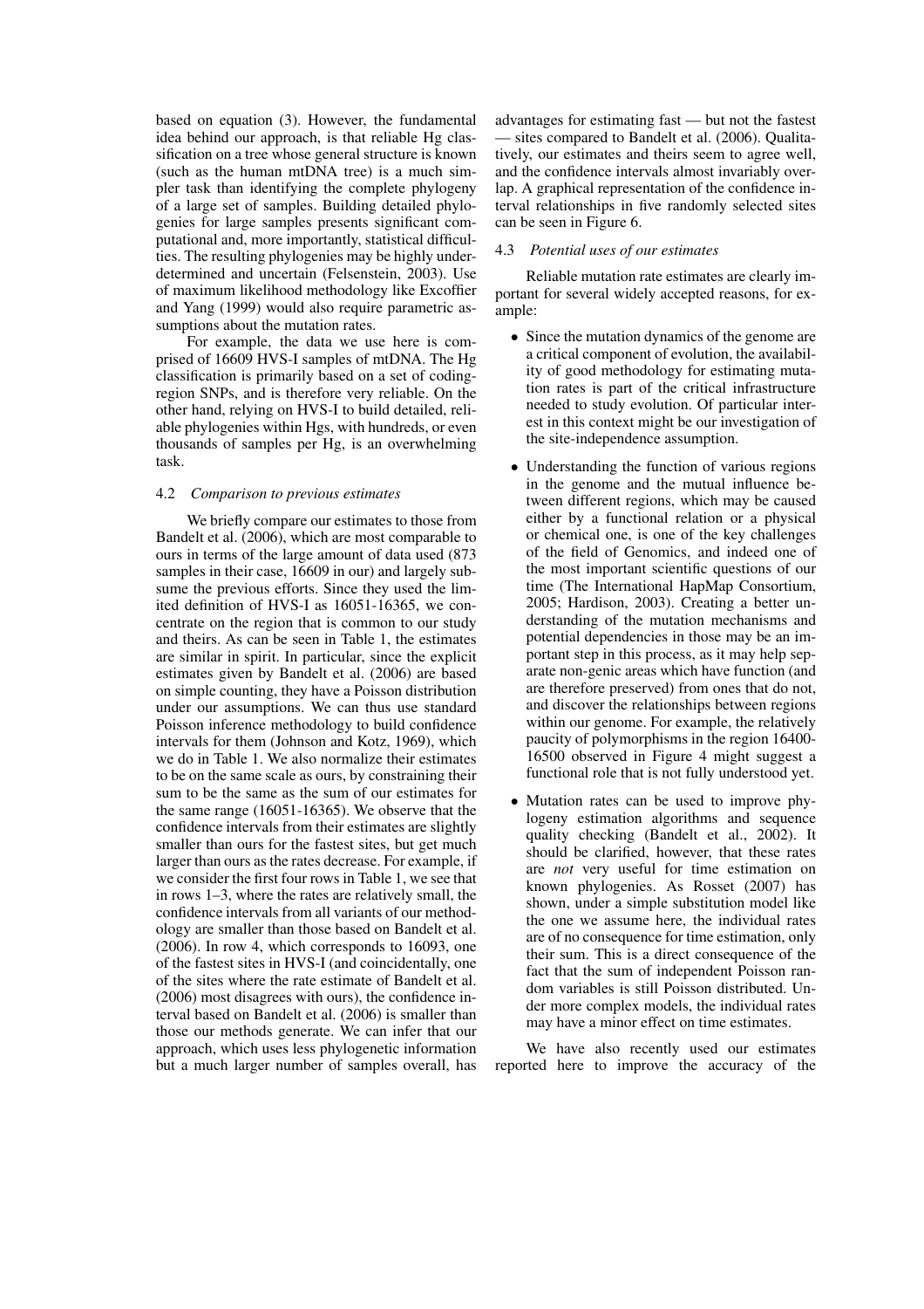based on equation (3). However, the fundamental idea behind our approach, is that reliable Hg classification on a tree whose general structure is known (such as the human mtDNA tree) is a much simpler task than identifying the complete phylogeny of a large set of samples. Building detailed phylogenies for large samples presents significant computational and, more importantly, statistical difficulties. The resulting phylogenies may be highly underdetermined and uncertain (Felsenstein, 2003). Use of maximum likelihood methodology like Excoffier and Yang (1999) would also require parametric assumptions about the mutation rates.

For example, the data we use here is comprised of 16609 HVS-I samples of mtDNA. The Hg classification is primarily based on a set of coding-region SNPs, and is therefore very reliable. On the other hand, relying on HVS-I to build detailed, reliable phylogenies within Hgs, with hundreds, or even thousands of samples per Hg, is an overwhelming task.

### 4.2 *Comparison to previous estimates*

We briefly compare our estimates to those from Bandelt et al. (2006), which are most comparable to ours in terms of the large amount of data used (873 samples in their case, 16609 in our) and largely subsume the previous efforts. Since they used the limited definition of HVS-I as 16051-16365, we concentrate on the region that is common to our study and theirs. As can be seen in Table 1, the estimates are similar in spirit. In particular, since the explicit estimates given by Bandelt et al. (2006) are based on simple counting, they have a Poisson distribution under our assumptions. We can thus use standard Poisson inference methodology to build confidence intervals for them (Johnson and Kotz, 1969), which we do in Table 1. We also normalize their estimates to be on the same scale as ours, by constraining their sum to be the same as the sum of our estimates for the same range (16051-16365). We observe that the confidence intervals from their estimates are slightly smaller than ours for the fastest sites, but get much larger than ours as the rates decrease. For example, if we consider the first four rows in Table 1, we see that in rows 1–3, where the rates are relatively small, the confidence intervals from all variants of our methodology are smaller than those based on Bandelt et al. (2006). In row 4, which corresponds to 16093, one of the fastest sites in HVS-I (and coincidentally, one of the sites where the rate estimate of Bandelt et al. (2006) most disagrees with ours), the confidence interval based on Bandelt et al. (2006) is smaller than those our methods generate. We can infer that our approach, which uses less phylogenetic information but a much larger number of samples overall, has advantages for estimating fast — but not the fastest — sites compared to Bandelt et al. (2006). Qualitatively, our estimates and theirs seem to agree well, and the confidence intervals almost invariably overlap. A graphical representation of the confidence interval relationships in five randomly selected sites can be seen in Figure 6.

### 4.3 *Potential uses of our estimates*

Reliable mutation rate estimates are clearly important for several widely accepted reasons, for example:

- Since the mutation dynamics of the genome are a critical component of evolution, the availability of good methodology for estimating mutation rates is part of the critical infrastructure needed to study evolution. Of particular interest in this context might be our investigation of the site-independence assumption.
- Understanding the function of various regions in the genome and the mutual influence between different regions, which may be caused either by a functional relation or a physical or chemical one, is one of the key challenges of the field of Genomics, and indeed one of the most important scientific questions of our time (The International HapMap Consortium, 2005; Hardison, 2003). Creating a better understanding of the mutation mechanisms and potential dependencies in those may be an important step in this process, as it may help separate non-genic areas which have function (and are therefore preserved) from ones that do not, and discover the relationships between regions within our genome. For example, the relatively paucity of polymorphisms in the region 16400-16500 observed in Figure 4 might suggest a functional role that is not fully understood yet.
- Mutation rates can be used to improve phylogeny estimation algorithms and sequence quality checking (Bandelt et al., 2002). It should be clarified, however, that these rates are *not* very useful for time estimation on known phylogenies. As Rosset (2007) has shown, under a simple substitution model like the one we assume here, the individual rates are of no consequence for time estimation, only their sum. This is a direct consequence of the fact that the sum of independent Poisson random variables is still Poisson distributed. Under more complex models, the individual rates may have a minor effect on time estimates.

We have also recently used our estimates reported here to improve the accuracy of the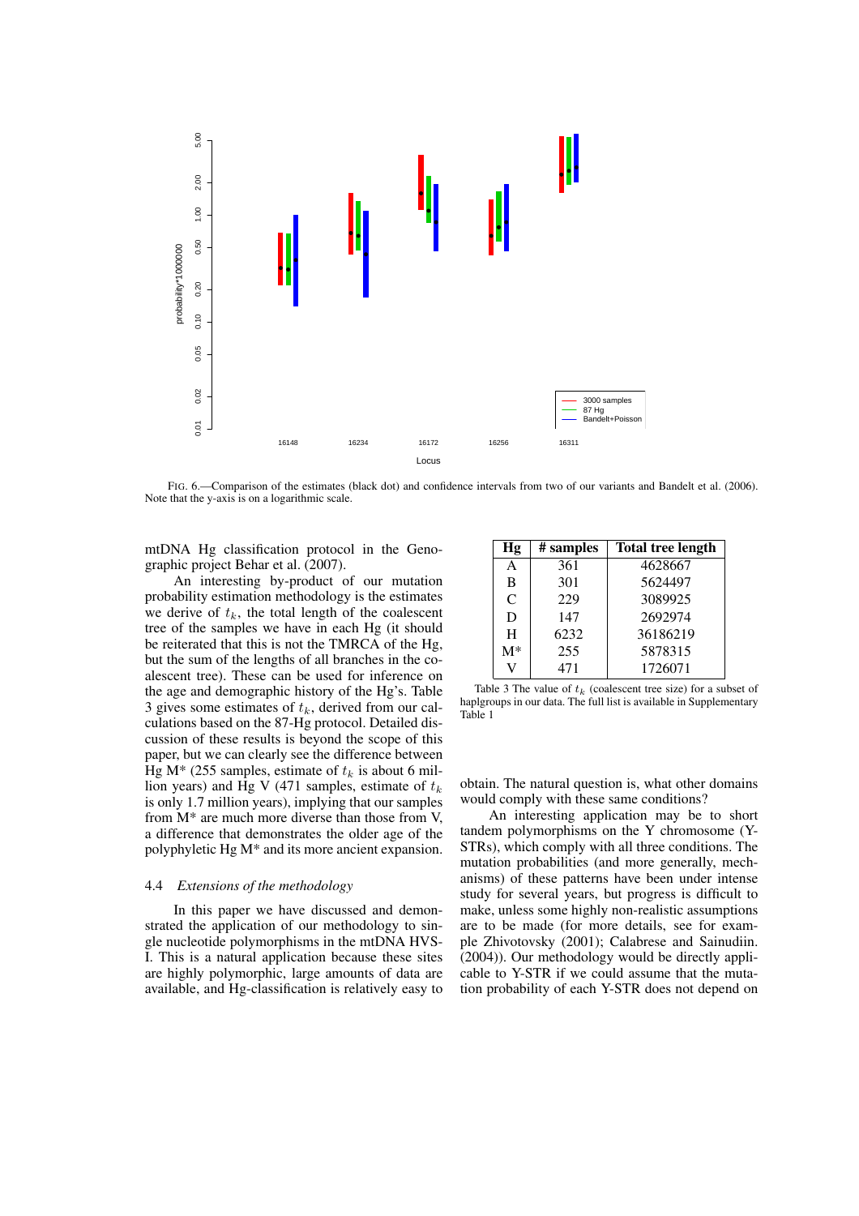FIG. 6.—Comparison of the estimates (black dot) and confidence intervals from two of our variants and Bandelt et al. (2006). Note that the y-axis is on a logarithmic scale.

mtDNA Hg classification protocol in the Genographic project Behar et al. (2007).

An interesting by-product of our mutation probability estimation methodology is the estimates we derive of $t_k$, the total length of the coalescent tree of the samples we have in each Hg (it should be reiterated that this is not the TMRCA of the Hg, but the sum of the lengths of all branches in the coalescent tree). These can be used for inference on the age and demographic history of the Hg's. Table 3 gives some estimates of $t_k$, derived from our calculations based on the 87-Hg protocol. Detailed discussion of these results is beyond the scope of this paper, but we can clearly see the difference between Hg M* (255 samples, estimate of $t_k$ is about 6 million years) and Hg V (471 samples, estimate of $t_k$ is only 1.7 million years), implying that our samples from M* are much more diverse than those from V, a difference that demonstrates the older age of the polyphyletic Hg M* and its more ancient expansion.

| Hg | # samples | Total tree length |
|---|---|---|
| A | 361 | 4628667 |
| B | 301 | 5624497 |
| C | 229 | 3089925 |
| D | 147 | 2692974 |
| H | 6232 | 36186219 |
| M* | 255 | 5878315 |
| V | 471 | 1726071 |

Table 3 The value of $t_k$ (coalescent tree size) for a subset of haplgroups in our data. The full list is available in Supplementary Table 1

### 4.4 *Extensions of the methodology*

In this paper we have discussed and demonstrated the application of our methodology to single nucleotide polymorphisms in the mtDNA HVS-I. This is a natural application because these sites are highly polymorphic, large amounts of data are available, and Hg-classification is relatively easy to obtain. The natural question is, what other domains would comply with these same conditions?

An interesting application may be to short tandem polymorphisms on the Y chromosome (Y-STRs), which comply with all three conditions. The mutation probabilities (and more generally, mechanisms) of these patterns have been under intense study for several years, but progress is difficult to make, unless some highly non-realistic assumptions are to be made (for more details, see for example Zhivotovsky (2001); Calabrese and Sainudiin. (2004)). Our methodology would be directly applicable to Y-STR if we could assume that the mutation probability of each Y-STR does not depend on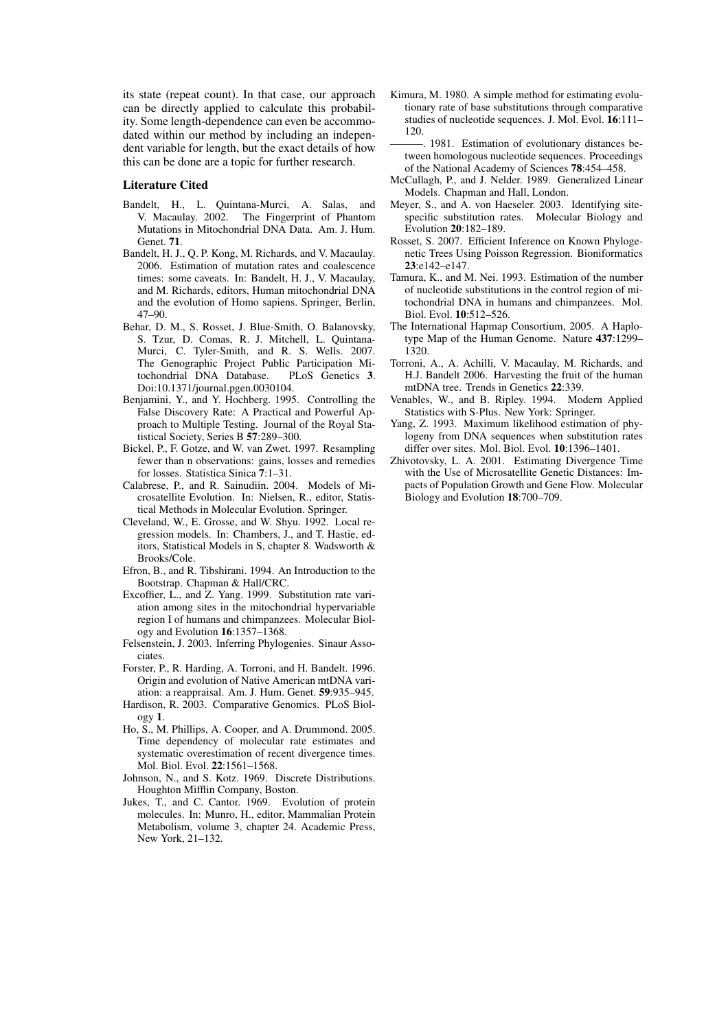its state (repeat count). In that case, our approach can be directly applied to calculate this probability. Some length-dependence can even be accommodated within our method by including an independent variable for length, but the exact details of how this can be done are a topic for further research.

### Literature Cited

- Bandelt, H., L. Quintana-Murci, A. Salas, and V. Macaulay. 2002. The Fingerprint of Phantom Mutations in Mitochondrial DNA Data. Am. J. Hum. Genet. **71**.
- Bandelt, H. J., Q. P. Kong, M. Richards, and V. Macaulay. 2006. Estimation of mutation rates and coalescence times: some caveats. In: Bandelt, H. J., V. Macaulay, and M. Richards, editors, Human mitochondrial DNA and the evolution of Homo sapiens. Springer, Berlin, 47–90.
- Behar, D. M., S. Rosset, J. Blue-Smith, O. Balanovsky, S. Tzur, D. Comas, R. J. Mitchell, L. Quintana-Murci, C. Tyler-Smith, and R. S. Wells. 2007. The Genographic Project Public Participation Mitochondrial DNA Database. PLoS Genetics **3**. Doi:10.1371/journal.pgen.0030104.
- Benjamini, Y., and Y. Hochberg. 1995. Controlling the False Discovery Rate: A Practical and Powerful Approach to Multiple Testing. Journal of the Royal Statistical Society, Series B **57**:289–300.
- Bickel, P., F. Gotze, and W. van Zwet. 1997. Resampling fewer than n observations: gains, losses and remedies for losses. Statistica Sinica **7**:1–31.
- Calabrese, P., and R. Sainudiin. 2004. Models of Microsatellite Evolution. In: Nielsen, R., editor, Statistical Methods in Molecular Evolution. Springer.
- Cleveland, W., E. Grosse, and W. Shyu. 1992. Local regression models. In: Chambers, J., and T. Hastie, editors, Statistical Models in S, chapter 8. Wadsworth & Brooks/Cole.
- Efron, B., and R. Tibshirani. 1994. An Introduction to the Bootstrap. Chapman & Hall/CRC.
- Excoffier, L., and Z. Yang. 1999. Substitution rate variation among sites in the mitochondrial hypervariable region I of humans and chimpanzees. Molecular Biology and Evolution **16**:1357–1368.
- Felsenstein, J. 2003. Inferring Phylogenies. Sinaur Associates.
- Forster, P., R. Harding, A. Torroni, and H. Bandelt. 1996. Origin and evolution of Native American mtDNA variation: a reappraisal. Am. J. Hum. Genet. **59**:935–945.
- Hardison, R. 2003. Comparative Genomics. PLoS Biology **1**.
- Ho, S., M. Phillips, A. Cooper, and A. Drummond. 2005. Time dependency of molecular rate estimates and systematic overestimation of recent divergence times. Mol. Biol. Evol. **22**:1561–1568.
- Johnson, N., and S. Kotz. 1969. Discrete Distributions. Houghton Mifflin Company, Boston.
- Jukes, T., and C. Cantor. 1969. Evolution of protein molecules. In: Munro, H., editor, Mammalian Protein Metabolism, volume 3, chapter 24. Academic Press, New York, 21–132.
- Kimura, M. 1980. A simple method for estimating evolutionary rate of base substitutions through comparative studies of nucleotide sequences. J. Mol. Evol. **16**:111–120.
- ———. 1981. Estimation of evolutionary distances between homologous nucleotide sequences. Proceedings of the National Academy of Sciences **78**:454–458.
- McCullagh, P., and J. Nelder. 1989. Generalized Linear Models. Chapman and Hall, London.
- Meyer, S., and A. von Haeseler. 2003. Identifying site-specific substitution rates. Molecular Biology and Evolution **20**:182–189.
- Rosset, S. 2007. Efficient Inference on Known Phylogenetic Trees Using Poisson Regression. Bioniformatics **23**:e142–e147.
- Tamura, K., and M. Nei. 1993. Estimation of the number of nucleotide substitutions in the control region of mitochondrial DNA in humans and chimpanzees. Mol. Biol. Evol. **10**:512–526.
- The International Hapmap Consortium, 2005. A Haplotype Map of the Human Genome. Nature **437**:1299–1320.
- Torroni, A., A. Achilli, V. Macaulay, M. Richards, and H.J. Bandelt 2006. Harvesting the fruit of the human mtDNA tree. Trends in Genetics **22**:339.
- Venables, W., and B. Ripley. 1994. Modern Applied Statistics with S-Plus. New York: Springer.
- Yang, Z. 1993. Maximum likelihood estimation of phylogeny from DNA sequences when substitution rates differ over sites. Mol. Biol. Evol. **10**:1396–1401.
- Zhivotovsky, L. A. 2001. Estimating Divergence Time with the Use of Microsatellite Genetic Distances: Impacts of Population Growth and Gene Flow. Molecular Biology and Evolution **18**:700–709.